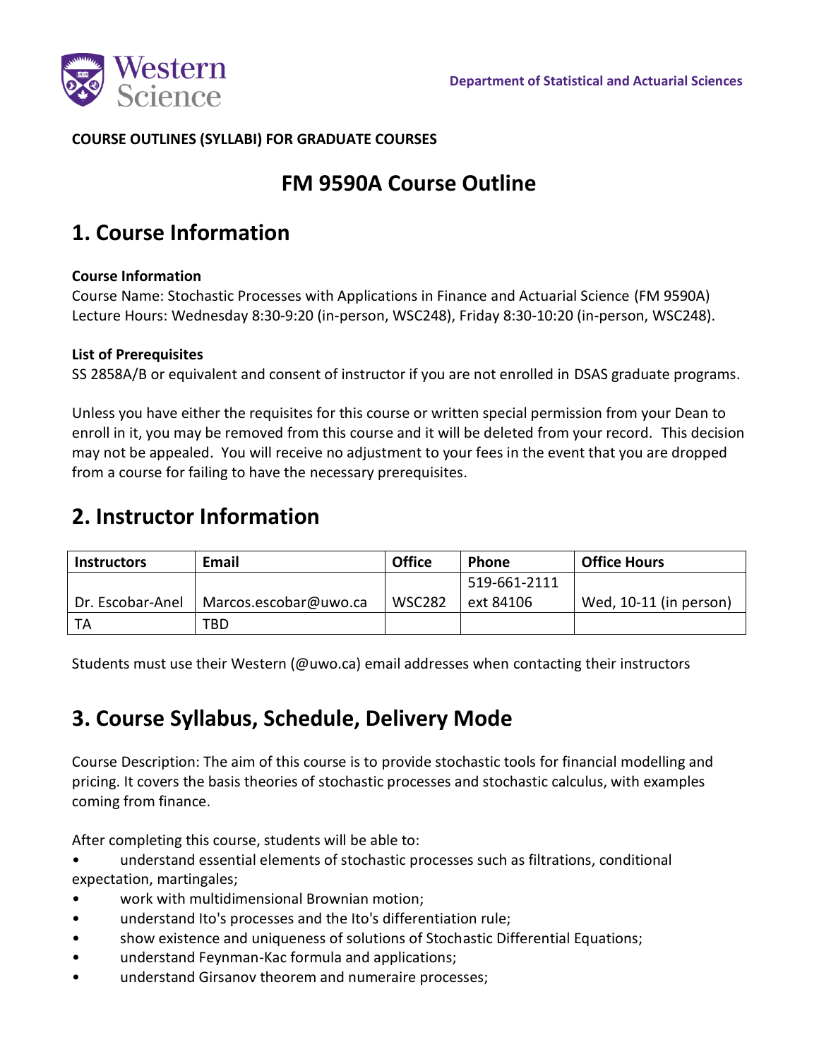Department of Statistical and Actuarial Sciences

**COURSE OUTLINES (SYLLABI) FOR GRADUATE COURSES**

# FM 9590A Course Outline

## 1. Course Information

**Course Information**
Course Name: Stochastic Processes with Applications in Finance and Actuarial Science (FM 9590A)
Lecture Hours: Wednesday 8:30-9:20 (in-person, WSC248), Friday 8:30-10:20 (in-person, WSC248).

**List of Prerequisites**
SS 2858A/B or equivalent and consent of instructor if you are not enrolled in DSAS graduate programs.

Unless you have either the requisites for this course or written special permission from your Dean to enroll in it, you may be removed from this course and it will be deleted from your record. This decision may not be appealed. You will receive no adjustment to your fees in the event that you are dropped from a course for failing to have the necessary prerequisites.

## 2. Instructor Information

| Instructors | Email | Office | Phone | Office Hours |
|---|---|---|---|---|
| Dr. Escobar-Anel | Marcos.escobar@uwo.ca | WSC282 | 519-661-2111 ext 84106 | Wed, 10-11 (in person) |
| TA | TBD | | | |

Students must use their Western (@uwo.ca) email addresses when contacting their instructors

## 3. Course Syllabus, Schedule, Delivery Mode

Course Description: The aim of this course is to provide stochastic tools for financial modelling and pricing. It covers the basis theories of stochastic processes and stochastic calculus, with examples coming from finance.

After completing this course, students will be able to:

- understand essential elements of stochastic processes such as filtrations, conditional expectation, martingales;
- work with multidimensional Brownian motion;
- understand Ito's processes and the Ito's differentiation rule;
- show existence and uniqueness of solutions of Stochastic Differential Equations;
- understand Feynman-Kac formula and applications;
- understand Girsanov theorem and numeraire processes;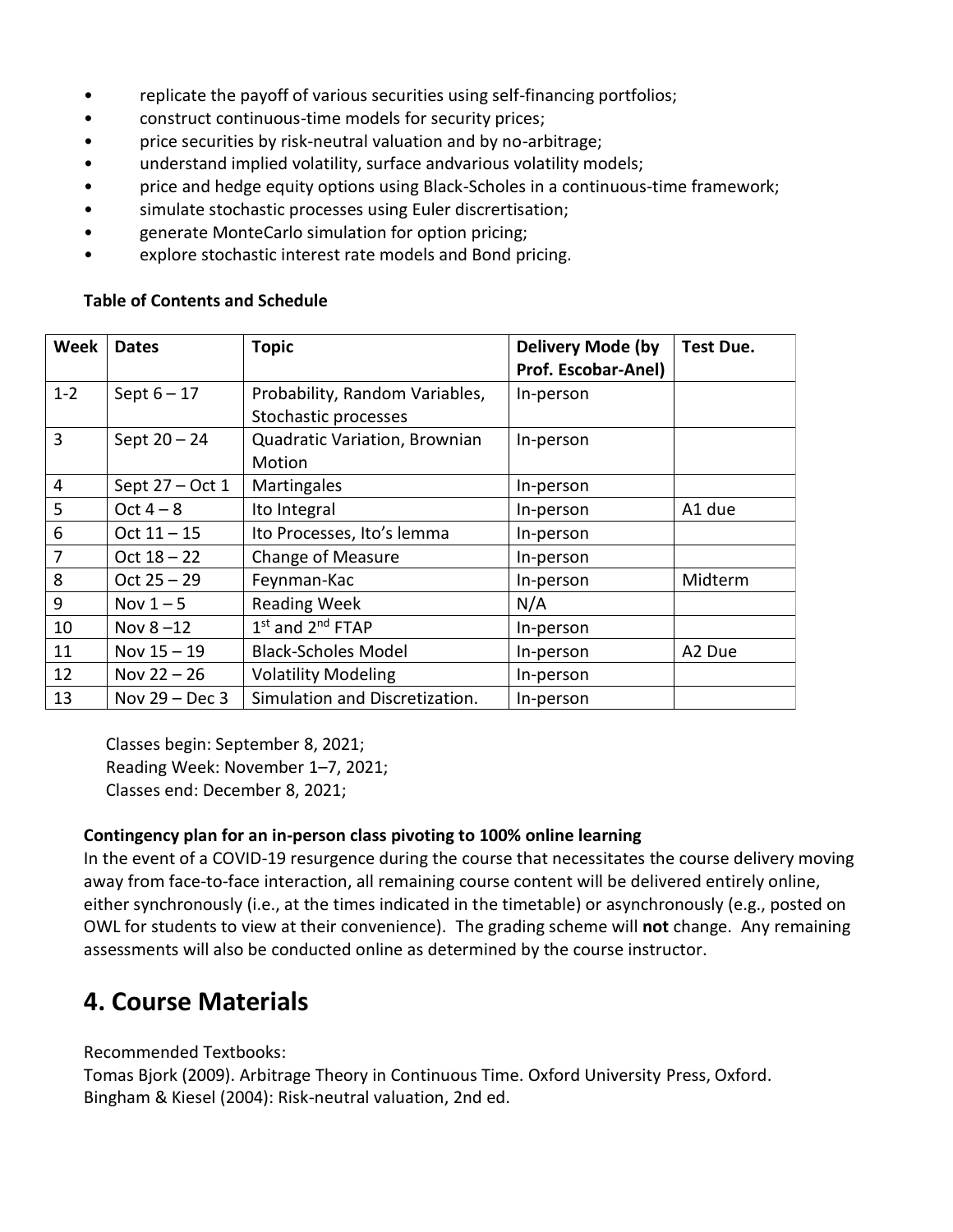- replicate the payoff of various securities using self-financing portfolios;
- construct continuous-time models for security prices;
- price securities by risk-neutral valuation and by no-arbitrage;
- understand implied volatility, surface andvarious volatility models;
- price and hedge equity options using Black-Scholes in a continuous-time framework;
- simulate stochastic processes using Euler discrertisation;
- generate MonteCarlo simulation for option pricing;
- explore stochastic interest rate models and Bond pricing.

**Table of Contents and Schedule**

| Week | Dates | Topic | Delivery Mode (by Prof. Escobar-Anel) | Test Due. |
|---|---|---|---|---|
| 1-2 | Sept 6 – 17 | Probability, Random Variables, Stochastic processes | In-person | |
| 3 | Sept 20 – 24 | Quadratic Variation, Brownian Motion | In-person | |
| 4 | Sept 27 – Oct 1 | Martingales | In-person | |
| 5 | Oct 4 – 8 | Ito Integral | In-person | A1 due |
| 6 | Oct 11 – 15 | Ito Processes, Ito's lemma | In-person | |
| 7 | Oct 18 – 22 | Change of Measure | In-person | |
| 8 | Oct 25 – 29 | Feynman-Kac | In-person | Midterm |
| 9 | Nov 1 – 5 | Reading Week | N/A | |
| 10 | Nov 8 –12 | 1st and 2nd FTAP | In-person | |
| 11 | Nov 15 – 19 | Black-Scholes Model | In-person | A2 Due |
| 12 | Nov 22 – 26 | Volatility Modeling | In-person | |
| 13 | Nov 29 – Dec 3 | Simulation and Discretization. | In-person | |

Classes begin: September 8, 2021;
Reading Week: November 1–7, 2021;
Classes end: December 8, 2021;

**Contingency plan for an in-person class pivoting to 100% online learning**

In the event of a COVID-19 resurgence during the course that necessitates the course delivery moving away from face-to-face interaction, all remaining course content will be delivered entirely online, either synchronously (i.e., at the times indicated in the timetable) or asynchronously (e.g., posted on OWL for students to view at their convenience). The grading scheme will **not** change. Any remaining assessments will also be conducted online as determined by the course instructor.

## 4. Course Materials

Recommended Textbooks:
Tomas Bjork (2009). Arbitrage Theory in Continuous Time. Oxford University Press, Oxford.
Bingham & Kiesel (2004): Risk-neutral valuation, 2nd ed.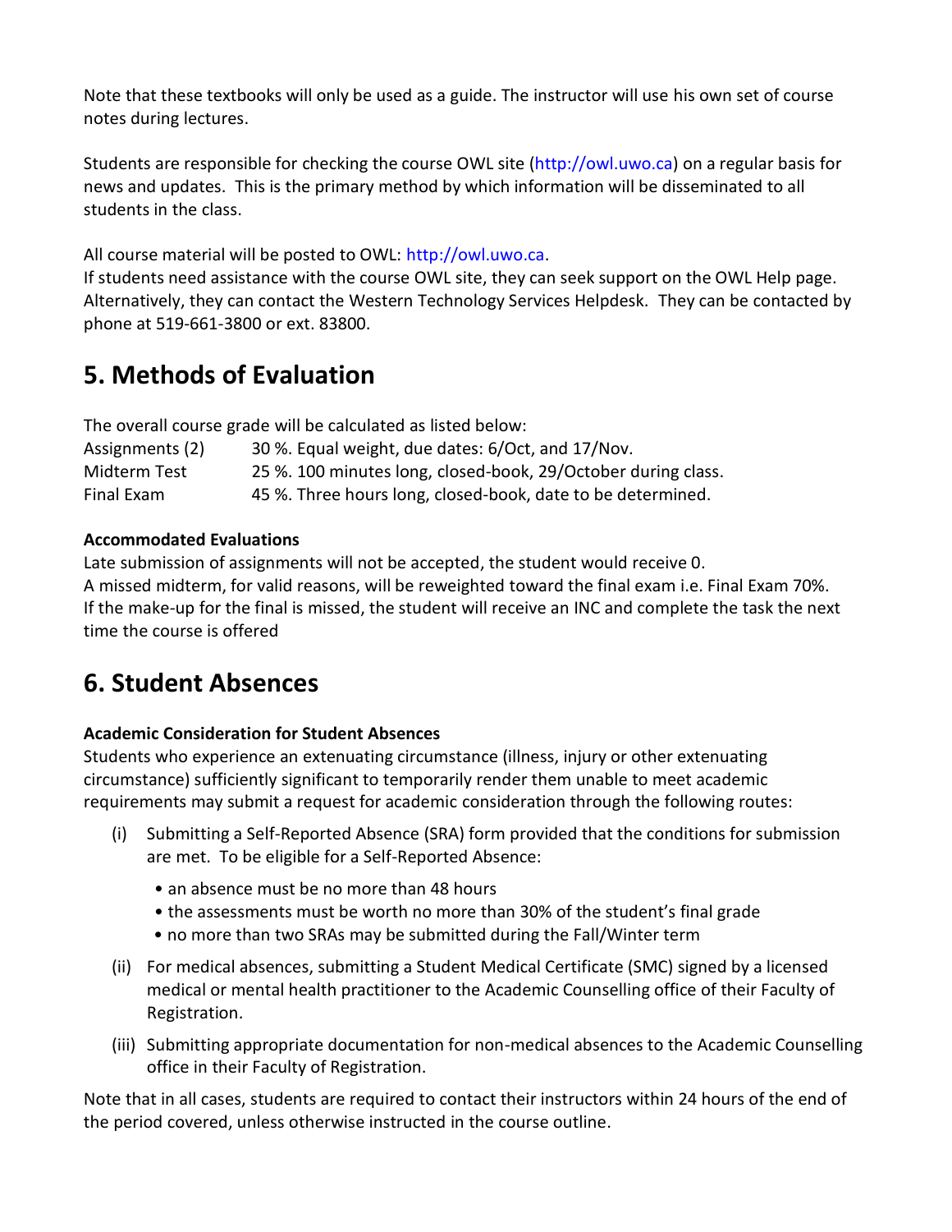Note that these textbooks will only be used as a guide. The instructor will use his own set of course notes during lectures.

Students are responsible for checking the course OWL site (http://owl.uwo.ca) on a regular basis for news and updates. This is the primary method by which information will be disseminated to all students in the class.

All course material will be posted to OWL: http://owl.uwo.ca.
If students need assistance with the course OWL site, they can seek support on the OWL Help page. Alternatively, they can contact the Western Technology Services Helpdesk. They can be contacted by phone at 519-661-3800 or ext. 83800.

## 5. Methods of Evaluation

The overall course grade will be calculated as listed below:

| | |
|---|---|
| Assignments (2) | 30 %. Equal weight, due dates: 6/Oct, and 17/Nov. |
| Midterm Test | 25 %. 100 minutes long, closed-book, 29/October during class. |
| Final Exam | 45 %. Three hours long, closed-book, date to be determined. |

**Accommodated Evaluations**
Late submission of assignments will not be accepted, the student would receive 0.
A missed midterm, for valid reasons, will be reweighted toward the final exam i.e. Final Exam 70%.
If the make-up for the final is missed, the student will receive an INC and complete the task the next time the course is offered

## 6. Student Absences

**Academic Consideration for Student Absences**
Students who experience an extenuating circumstance (illness, injury or other extenuating circumstance) sufficiently significant to temporarily render them unable to meet academic requirements may submit a request for academic consideration through the following routes:

(i) Submitting a Self-Reported Absence (SRA) form provided that the conditions for submission are met. To be eligible for a Self-Reported Absence:
   - an absence must be no more than 48 hours
   - the assessments must be worth no more than 30% of the student's final grade
   - no more than two SRAs may be submitted during the Fall/Winter term

(ii) For medical absences, submitting a Student Medical Certificate (SMC) signed by a licensed medical or mental health practitioner to the Academic Counselling office of their Faculty of Registration.

(iii) Submitting appropriate documentation for non-medical absences to the Academic Counselling office in their Faculty of Registration.

Note that in all cases, students are required to contact their instructors within 24 hours of the end of the period covered, unless otherwise instructed in the course outline.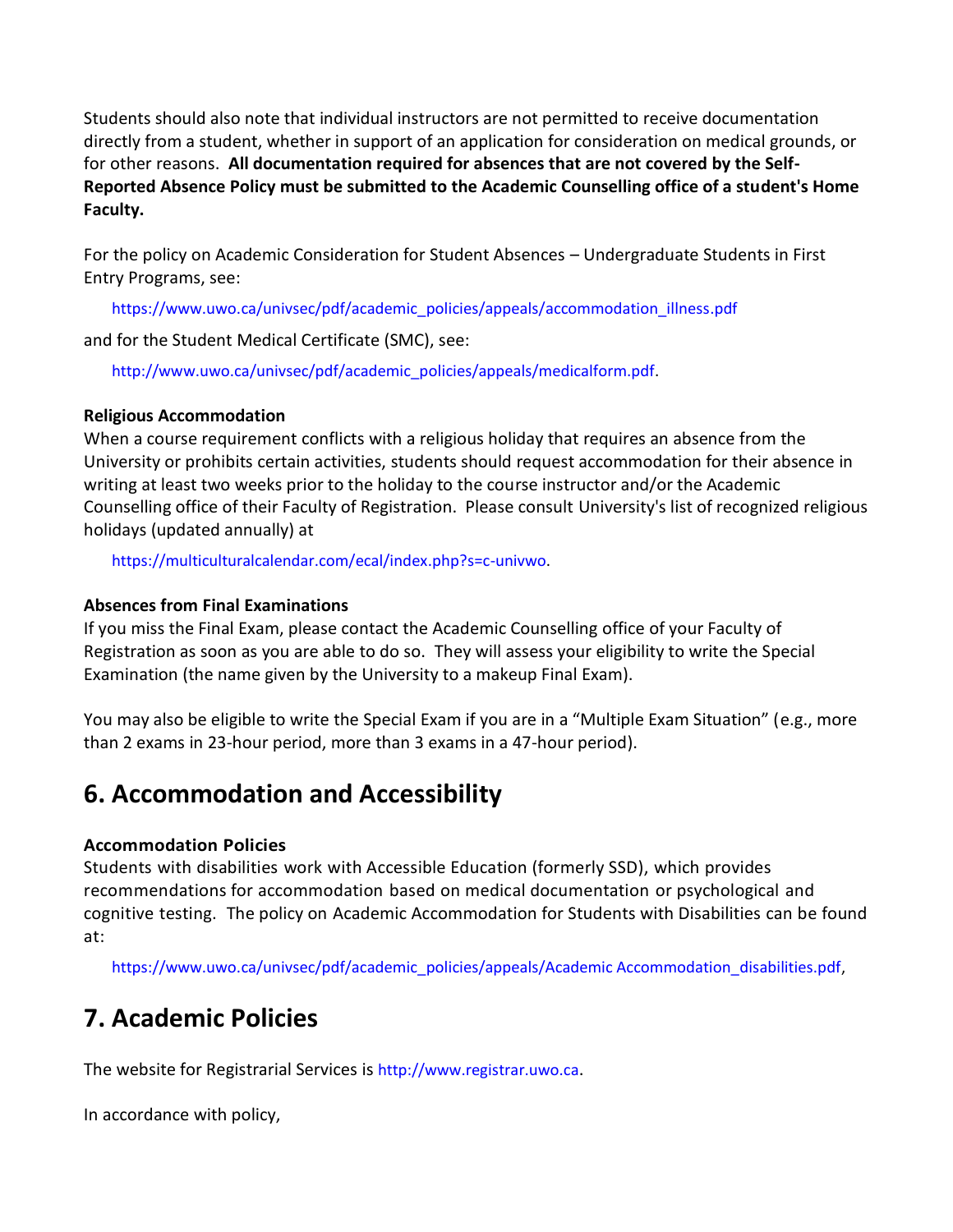Students should also note that individual instructors are not permitted to receive documentation directly from a student, whether in support of an application for consideration on medical grounds, or for other reasons. **All documentation required for absences that are not covered by the Self-Reported Absence Policy must be submitted to the Academic Counselling office of a student's Home Faculty.**

For the policy on Academic Consideration for Student Absences – Undergraduate Students in First Entry Programs, see:

https://www.uwo.ca/univsec/pdf/academic_policies/appeals/accommodation_illness.pdf

and for the Student Medical Certificate (SMC), see:

http://www.uwo.ca/univsec/pdf/academic_policies/appeals/medicalform.pdf.

**Religious Accommodation**

When a course requirement conflicts with a religious holiday that requires an absence from the University or prohibits certain activities, students should request accommodation for their absence in writing at least two weeks prior to the holiday to the course instructor and/or the Academic Counselling office of their Faculty of Registration. Please consult University's list of recognized religious holidays (updated annually) at

https://multiculturalcalendar.com/ecal/index.php?s=c-univwo.

**Absences from Final Examinations**

If you miss the Final Exam, please contact the Academic Counselling office of your Faculty of Registration as soon as you are able to do so. They will assess your eligibility to write the Special Examination (the name given by the University to a makeup Final Exam).

You may also be eligible to write the Special Exam if you are in a "Multiple Exam Situation" (e.g., more than 2 exams in 23-hour period, more than 3 exams in a 47-hour period).

## 6. Accommodation and Accessibility

**Accommodation Policies**

Students with disabilities work with Accessible Education (formerly SSD), which provides recommendations for accommodation based on medical documentation or psychological and cognitive testing. The policy on Academic Accommodation for Students with Disabilities can be found at:

https://www.uwo.ca/univsec/pdf/academic_policies/appeals/Academic Accommodation_disabilities.pdf,

## 7. Academic Policies

The website for Registrarial Services is http://www.registrar.uwo.ca.

In accordance with policy,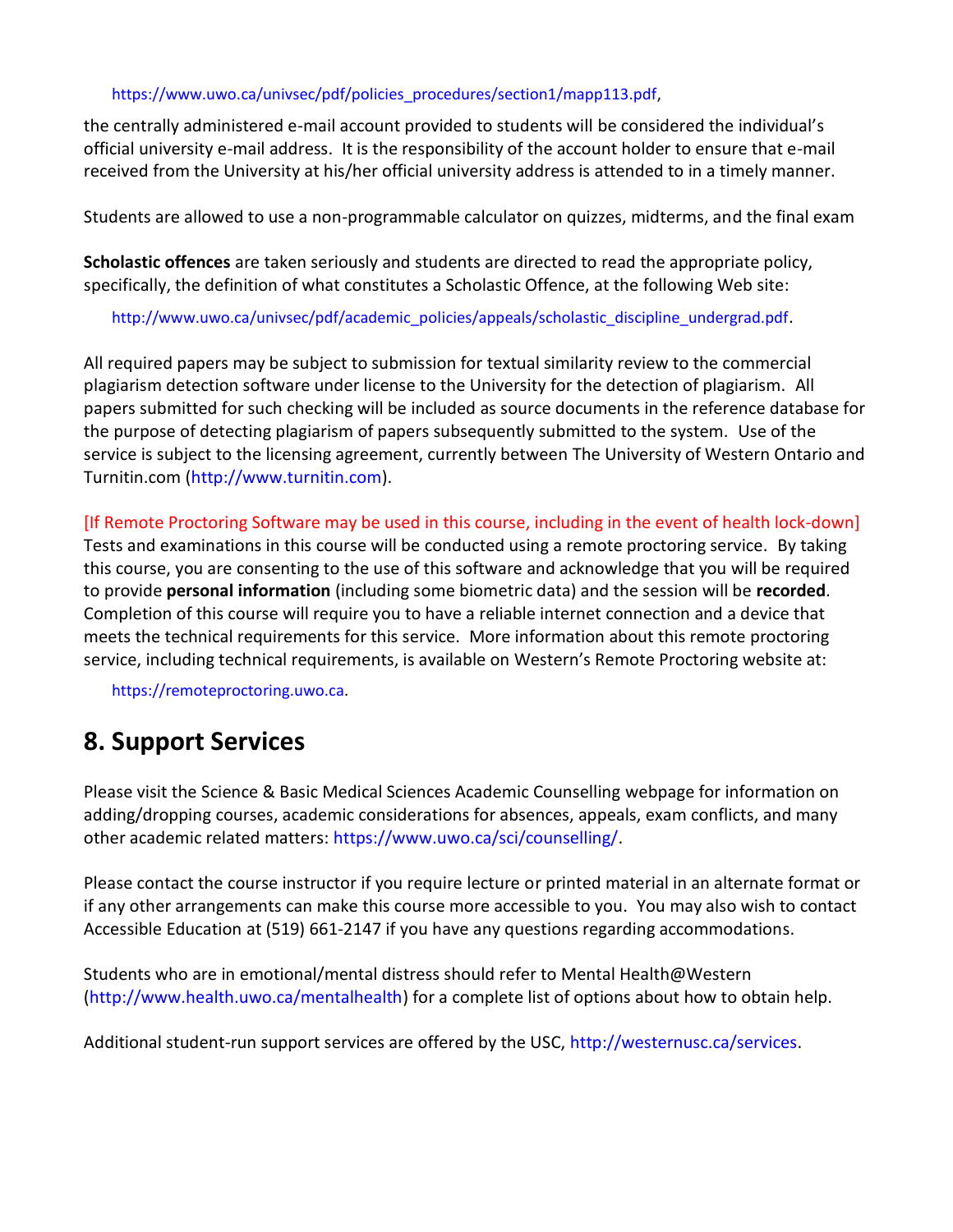https://www.uwo.ca/univsec/pdf/policies_procedures/section1/mapp113.pdf,

the centrally administered e-mail account provided to students will be considered the individual's official university e-mail address. It is the responsibility of the account holder to ensure that e-mail received from the University at his/her official university address is attended to in a timely manner.

Students are allowed to use a non-programmable calculator on quizzes, midterms, and the final exam

**Scholastic offences** are taken seriously and students are directed to read the appropriate policy, specifically, the definition of what constitutes a Scholastic Offence, at the following Web site:

http://www.uwo.ca/univsec/pdf/academic_policies/appeals/scholastic_discipline_undergrad.pdf.

All required papers may be subject to submission for textual similarity review to the commercial plagiarism detection software under license to the University for the detection of plagiarism. All papers submitted for such checking will be included as source documents in the reference database for the purpose of detecting plagiarism of papers subsequently submitted to the system. Use of the service is subject to the licensing agreement, currently between The University of Western Ontario and Turnitin.com (http://www.turnitin.com).

[If Remote Proctoring Software may be used in this course, including in the event of health lock-down] Tests and examinations in this course will be conducted using a remote proctoring service. By taking this course, you are consenting to the use of this software and acknowledge that you will be required to provide **personal information** (including some biometric data) and the session will be **recorded**. Completion of this course will require you to have a reliable internet connection and a device that meets the technical requirements for this service. More information about this remote proctoring service, including technical requirements, is available on Western's Remote Proctoring website at:

https://remoteproctoring.uwo.ca.

## 8. Support Services

Please visit the Science & Basic Medical Sciences Academic Counselling webpage for information on adding/dropping courses, academic considerations for absences, appeals, exam conflicts, and many other academic related matters: https://www.uwo.ca/sci/counselling/.

Please contact the course instructor if you require lecture or printed material in an alternate format or if any other arrangements can make this course more accessible to you. You may also wish to contact Accessible Education at (519) 661-2147 if you have any questions regarding accommodations.

Students who are in emotional/mental distress should refer to Mental Health@Western (http://www.health.uwo.ca/mentalhealth) for a complete list of options about how to obtain help.

Additional student-run support services are offered by the USC, http://westernusc.ca/services.